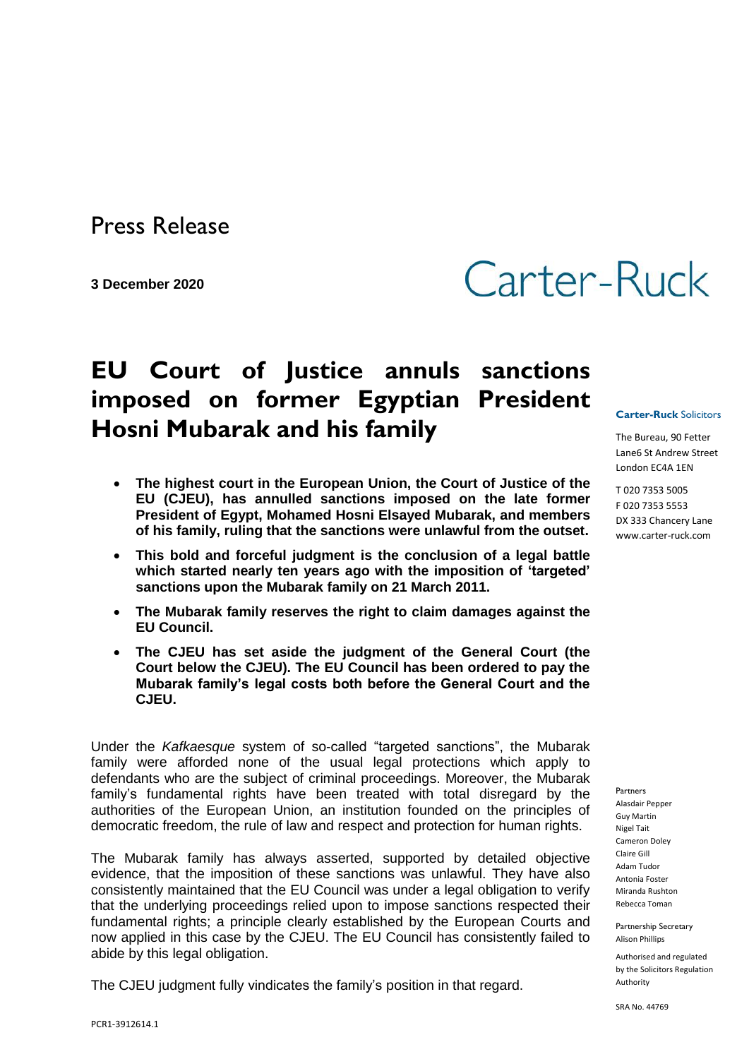Press Release

**3 December 2020**

Carter-Ruck

# EU Court of Justice annuls sanctions imposed on former Egyptian President Hosni Mubarak and his family

- **The highest court in the European Union, the Court of Justice of the EU (CJEU), has annulled sanctions imposed on the late former President of Egypt, Mohamed Hosni Elsayed Mubarak, and members of his family, ruling that the sanctions were unlawful from the outset.**
- **This bold and forceful judgment is the conclusion of a legal battle which started nearly ten years ago with the imposition of 'targeted' sanctions upon the Mubarak family on 21 March 2011.**
- **The Mubarak family reserves the right to claim damages against the EU Council.**
- **The CJEU has set aside the judgment of the General Court (the Court below the CJEU). The EU Council has been ordered to pay the Mubarak family's legal costs both before the General Court and the CJEU.**

Under the *Kafkaesque* system of so-called "targeted sanctions", the Mubarak family were afforded none of the usual legal protections which apply to defendants who are the subject of criminal proceedings. Moreover, the Mubarak family's fundamental rights have been treated with total disregard by the authorities of the European Union, an institution founded on the principles of democratic freedom, the rule of law and respect and protection for human rights.

The Mubarak family has always asserted, supported by detailed objective evidence, that the imposition of these sanctions was unlawful. They have also consistently maintained that the EU Council was under a legal obligation to verify that the underlying proceedings relied upon to impose sanctions respected their fundamental rights; a principle clearly established by the European Courts and now applied in this case by the CJEU. The EU Council has consistently failed to abide by this legal obligation.

The CJEU judgment fully vindicates the family's position in that regard.

**Carter-Ruck** Solicitors

The Bureau, 90 Fetter Lane6 St Andrew Street
London EC4A 1EN

T 020 7353 5005
F 020 7353 5553
DX 333 Chancery Lane
www.carter-ruck.com

Partners
Alasdair Pepper
Guy Martin
Nigel Tait
Cameron Doley
Claire Gill
Adam Tudor
Antonia Foster
Miranda Rushton
Rebecca Toman

Partnership Secretary
Alison Phillips

Authorised and regulated by the Solicitors Regulation Authority

SRA No. 44769

PCR1-3912614.1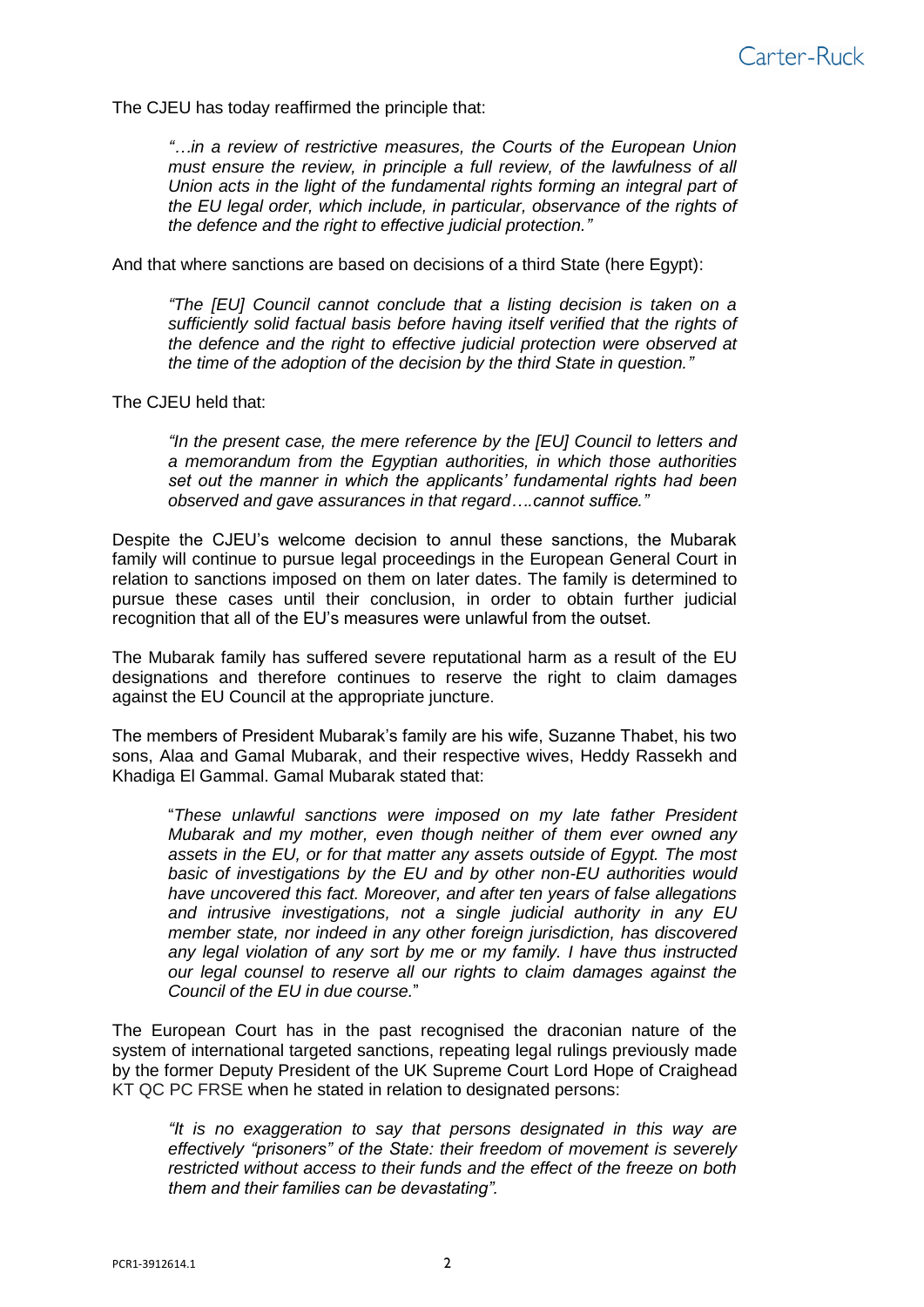The CJEU has today reaffirmed the principle that:

> *"…in a review of restrictive measures, the Courts of the European Union must ensure the review, in principle a full review, of the lawfulness of all Union acts in the light of the fundamental rights forming an integral part of the EU legal order, which include, in particular, observance of the rights of the defence and the right to effective judicial protection."*

And that where sanctions are based on decisions of a third State (here Egypt):

> *"The [EU] Council cannot conclude that a listing decision is taken on a sufficiently solid factual basis before having itself verified that the rights of the defence and the right to effective judicial protection were observed at the time of the adoption of the decision by the third State in question."*

The CJEU held that:

> *"In the present case, the mere reference by the [EU] Council to letters and a memorandum from the Egyptian authorities, in which those authorities set out the manner in which the applicants' fundamental rights had been observed and gave assurances in that regard….cannot suffice."*

Despite the CJEU's welcome decision to annul these sanctions, the Mubarak family will continue to pursue legal proceedings in the European General Court in relation to sanctions imposed on them on later dates. The family is determined to pursue these cases until their conclusion, in order to obtain further judicial recognition that all of the EU's measures were unlawful from the outset.

The Mubarak family has suffered severe reputational harm as a result of the EU designations and therefore continues to reserve the right to claim damages against the EU Council at the appropriate juncture.

The members of President Mubarak's family are his wife, Suzanne Thabet, his two sons, Alaa and Gamal Mubarak, and their respective wives, Heddy Rassekh and Khadiga El Gammal. Gamal Mubarak stated that:

> "*These unlawful sanctions were imposed on my late father President Mubarak and my mother, even though neither of them ever owned any assets in the EU, or for that matter any assets outside of Egypt. The most basic of investigations by the EU and by other non-EU authorities would have uncovered this fact. Moreover, and after ten years of false allegations and intrusive investigations, not a single judicial authority in any EU member state, nor indeed in any other foreign jurisdiction, has discovered any legal violation of any sort by me or my family. I have thus instructed our legal counsel to reserve all our rights to claim damages against the Council of the EU in due course.*"

The European Court has in the past recognised the draconian nature of the system of international targeted sanctions, repeating legal rulings previously made by the former Deputy President of the UK Supreme Court Lord Hope of Craighead KT QC PC FRSE when he stated in relation to designated persons:

> *"It is no exaggeration to say that persons designated in this way are effectively "prisoners" of the State: their freedom of movement is severely restricted without access to their funds and the effect of the freeze on both them and their families can be devastating".*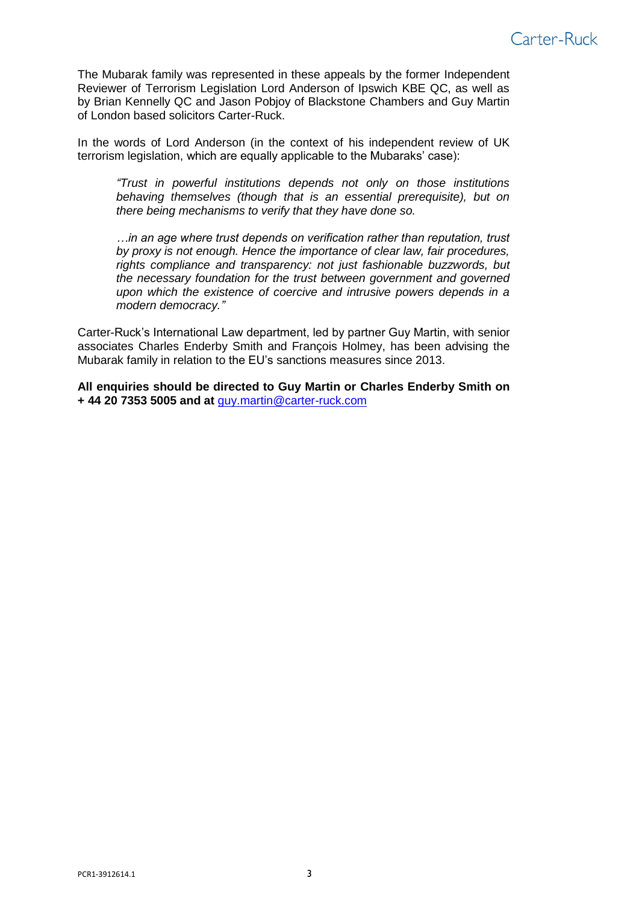The Mubarak family was represented in these appeals by the former Independent Reviewer of Terrorism Legislation Lord Anderson of Ipswich KBE QC, as well as by Brian Kennelly QC and Jason Pobjoy of Blackstone Chambers and Guy Martin of London based solicitors Carter-Ruck.

In the words of Lord Anderson (in the context of his independent review of UK terrorism legislation, which are equally applicable to the Mubaraks' case):

> *"Trust in powerful institutions depends not only on those institutions behaving themselves (though that is an essential prerequisite), but on there being mechanisms to verify that they have done so.*
>
> *…in an age where trust depends on verification rather than reputation, trust by proxy is not enough. Hence the importance of clear law, fair procedures, rights compliance and transparency: not just fashionable buzzwords, but the necessary foundation for the trust between government and governed upon which the existence of coercive and intrusive powers depends in a modern democracy."*

Carter-Ruck's International Law department, led by partner Guy Martin, with senior associates Charles Enderby Smith and François Holmey, has been advising the Mubarak family in relation to the EU's sanctions measures since 2013.

**All enquiries should be directed to Guy Martin or Charles Enderby Smith on + 44 20 7353 5005 and at** guy.martin@carter-ruck.com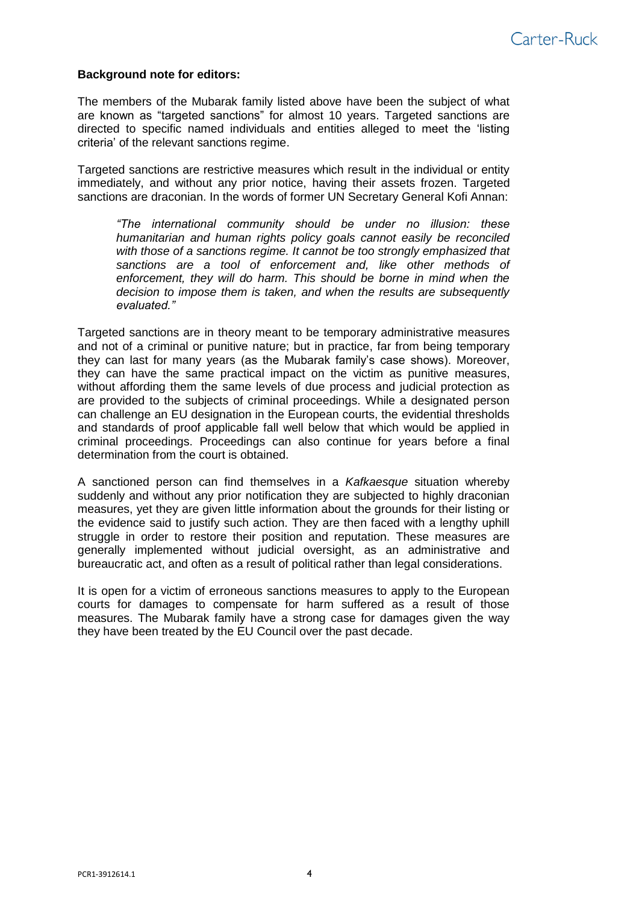**Background note for editors:**

The members of the Mubarak family listed above have been the subject of what are known as "targeted sanctions" for almost 10 years. Targeted sanctions are directed to specific named individuals and entities alleged to meet the 'listing criteria' of the relevant sanctions regime.

Targeted sanctions are restrictive measures which result in the individual or entity immediately, and without any prior notice, having their assets frozen. Targeted sanctions are draconian. In the words of former UN Secretary General Kofi Annan:

> *"The international community should be under no illusion: these humanitarian and human rights policy goals cannot easily be reconciled with those of a sanctions regime. It cannot be too strongly emphasized that sanctions are a tool of enforcement and, like other methods of enforcement, they will do harm. This should be borne in mind when the decision to impose them is taken, and when the results are subsequently evaluated."*

Targeted sanctions are in theory meant to be temporary administrative measures and not of a criminal or punitive nature; but in practice, far from being temporary they can last for many years (as the Mubarak family's case shows). Moreover, they can have the same practical impact on the victim as punitive measures, without affording them the same levels of due process and judicial protection as are provided to the subjects of criminal proceedings. While a designated person can challenge an EU designation in the European courts, the evidential thresholds and standards of proof applicable fall well below that which would be applied in criminal proceedings. Proceedings can also continue for years before a final determination from the court is obtained.

A sanctioned person can find themselves in a *Kafkaesque* situation whereby suddenly and without any prior notification they are subjected to highly draconian measures, yet they are given little information about the grounds for their listing or the evidence said to justify such action. They are then faced with a lengthy uphill struggle in order to restore their position and reputation. These measures are generally implemented without judicial oversight, as an administrative and bureaucratic act, and often as a result of political rather than legal considerations.

It is open for a victim of erroneous sanctions measures to apply to the European courts for damages to compensate for harm suffered as a result of those measures. The Mubarak family have a strong case for damages given the way they have been treated by the EU Council over the past decade.